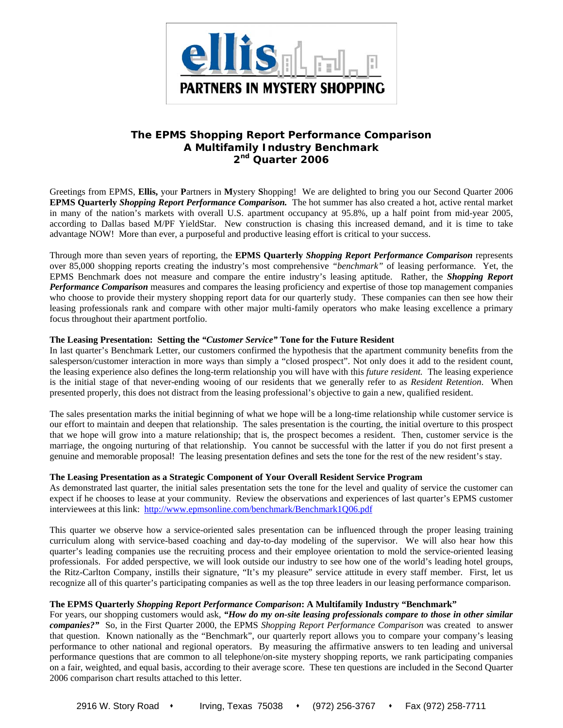ellis

PARTNERS IN MYSTERY SHOPPING

# The EPMS Shopping Report Performance Comparison
## A Multifamily Industry Benchmark
## 2nd Quarter 2006

Greetings from EPMS, **Ellis,** your **P**artners in **M**ystery **S**hopping! We are delighted to bring you our Second Quarter 2006 **EPMS Quarterly** ***Shopping Report Performance Comparison.*** The hot summer has also created a hot, active rental market in many of the nation's markets with overall U.S. apartment occupancy at 95.8%, up a half point from mid-year 2005, according to Dallas based M/PF YieldStar. New construction is chasing this increased demand, and it is time to take advantage NOW! More than ever, a purposeful and productive leasing effort is critical to your success.

Through more than seven years of reporting, the **EPMS Quarterly** ***Shopping Report Performance Comparison*** represents over 85,000 shopping reports creating the industry's most comprehensive *"benchmark"* of leasing performance. Yet, the EPMS Benchmark does not measure and compare the entire industry's leasing aptitude. Rather, the ***Shopping Report Performance Comparison*** measures and compares the leasing proficiency and expertise of those top management companies who choose to provide their mystery shopping report data for our quarterly study. These companies can then see how their leasing professionals rank and compare with other major multi-family operators who make leasing excellence a primary focus throughout their apartment portfolio.

**The Leasing Presentation: Setting the** ***"Customer Service"*** **Tone for the Future Resident**

In last quarter's Benchmark Letter, our customers confirmed the hypothesis that the apartment community benefits from the salesperson/customer interaction in more ways than simply a "closed prospect". Not only does it add to the resident count, the leasing experience also defines the long-term relationship you will have with this *future resident.* The leasing experience is the initial stage of that never-ending wooing of our residents that we generally refer to as *Resident Retention*. When presented properly, this does not distract from the leasing professional's objective to gain a new, qualified resident.

The sales presentation marks the initial beginning of what we hope will be a long-time relationship while customer service is our effort to maintain and deepen that relationship. The sales presentation is the courting, the initial overture to this prospect that we hope will grow into a mature relationship; that is, the prospect becomes a resident. Then, customer service is the marriage, the ongoing nurturing of that relationship. You cannot be successful with the latter if you do not first present a genuine and memorable proposal! The leasing presentation defines and sets the tone for the rest of the new resident's stay.

**The Leasing Presentation as a Strategic Component of Your Overall Resident Service Program**

As demonstrated last quarter, the initial sales presentation sets the tone for the level and quality of service the customer can expect if he chooses to lease at your community. Review the observations and experiences of last quarter's EPMS customer interviewees at this link: http://www.epmsonline.com/benchmark/Benchmark1Q06.pdf

This quarter we observe how a service-oriented sales presentation can be influenced through the proper leasing training curriculum along with service-based coaching and day-to-day modeling of the supervisor. We will also hear how this quarter's leading companies use the recruiting process and their employee orientation to mold the service-oriented leasing professionals. For added perspective, we will look outside our industry to see how one of the world's leading hotel groups, the Ritz-Carlton Company, instills their signature, "It's my pleasure" service attitude in every staff member. First, let us recognize all of this quarter's participating companies as well as the top three leaders in our leasing performance comparison.

**The EPMS Quarterly** ***Shopping Report Performance Comparison*****: A Multifamily Industry "Benchmark"**

For years, our shopping customers would ask, ***"How do my on-site leasing professionals compare to those in other similar companies?"*** So, in the First Quarter 2000, the EPMS *Shopping Report Performance Comparison* was created to answer that question. Known nationally as the "Benchmark", our quarterly report allows you to compare your company's leasing performance to other national and regional operators. By measuring the affirmative answers to ten leading and universal performance questions that are common to all telephone/on-site mystery shopping reports, we rank participating companies on a fair, weighted, and equal basis, according to their average score. These ten questions are included in the Second Quarter 2006 comparison chart results attached to this letter.

2916 W. Story Road • Irving, Texas 75038 • (972) 256-3767 • Fax (972) 258-7711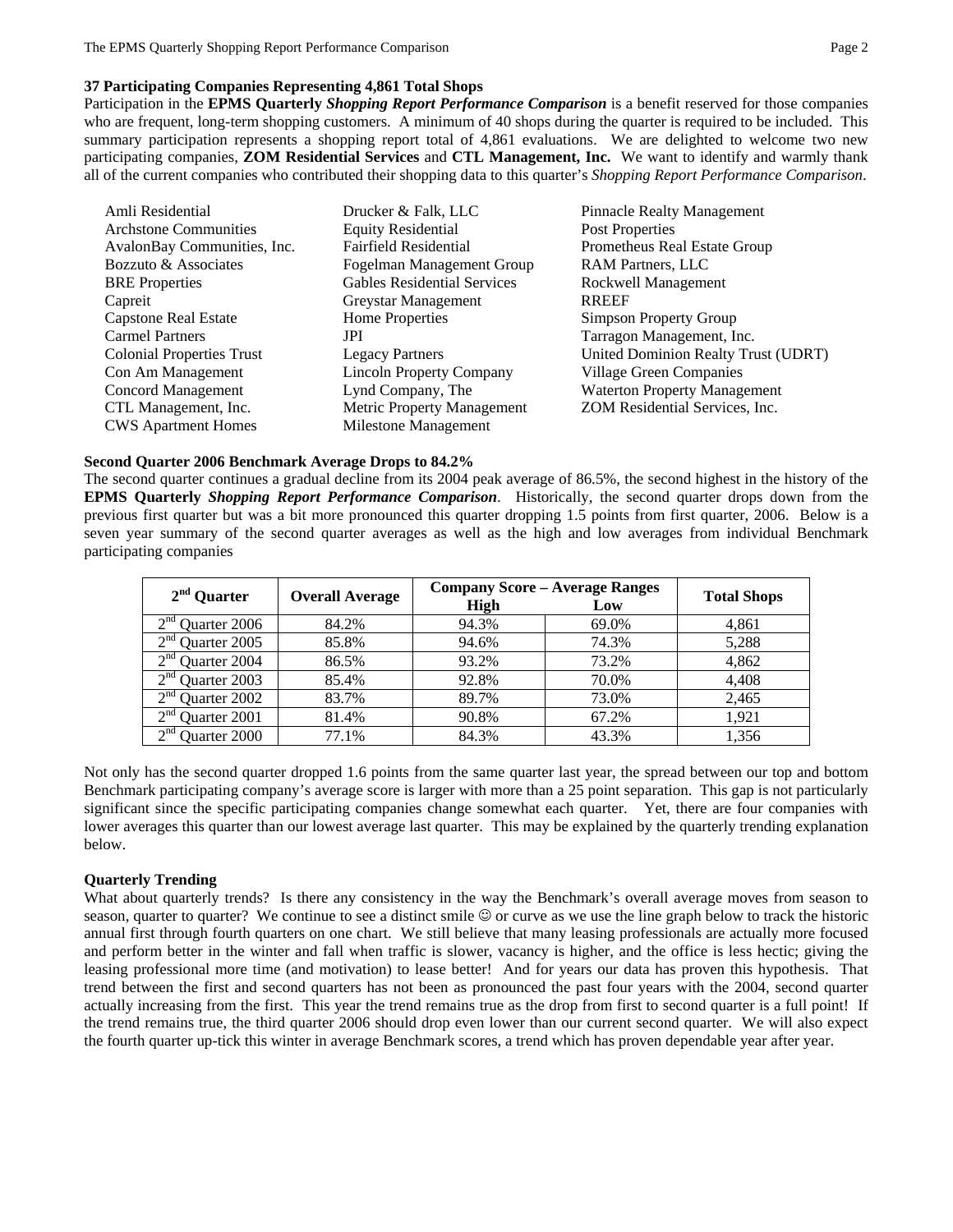### 37 Participating Companies Representing 4,861 Total Shops

Participation in the **EPMS Quarterly** ***Shopping Report Performance Comparison*** is a benefit reserved for those companies who are frequent, long-term shopping customers. A minimum of 40 shops during the quarter is required to be included. This summary participation represents a shopping report total of 4,861 evaluations. We are delighted to welcome two new participating companies, **ZOM Residential Services** and **CTL Management, Inc.** We want to identify and warmly thank all of the current companies who contributed their shopping data to this quarter's *Shopping Report Performance Comparison*.

- Amli Residential
- Archstone Communities
- AvalonBay Communities, Inc.
- Bozzuto & Associates
- BRE Properties
- Capreit
- Capstone Real Estate
- Carmel Partners
- Colonial Properties Trust
- Con Am Management
- Concord Management
- CTL Management, Inc.
- CWS Apartment Homes
- Drucker & Falk, LLC
- Equity Residential
- Fairfield Residential
- Fogelman Management Group
- Gables Residential Services
- Greystar Management
- Home Properties
- JPI
- Legacy Partners
- Lincoln Property Company
- Lynd Company, The
- Metric Property Management
- Milestone Management
- Pinnacle Realty Management
- Post Properties
- Prometheus Real Estate Group
- RAM Partners, LLC
- Rockwell Management
- RREEF
- Simpson Property Group
- Tarragon Management, Inc.
- United Dominion Realty Trust (UDRT)
- Village Green Companies
- Waterton Property Management
- ZOM Residential Services, Inc.

### Second Quarter 2006 Benchmark Average Drops to 84.2%

The second quarter continues a gradual decline from its 2004 peak average of 86.5%, the second highest in the history of the **EPMS Quarterly** ***Shopping Report Performance Comparison***. Historically, the second quarter drops down from the previous first quarter but was a bit more pronounced this quarter dropping 1.5 points from first quarter, 2006. Below is a seven year summary of the second quarter averages as well as the high and low averages from individual Benchmark participating companies

| 2nd Quarter | Overall Average | Company Score – Average Ranges | | Total Shops |
|---|---|---|---|---|
| | | High | Low | |
| 2nd Quarter 2006 | 84.2% | 94.3% | 69.0% | 4,861 |
| 2nd Quarter 2005 | 85.8% | 94.6% | 74.3% | 5,288 |
| 2nd Quarter 2004 | 86.5% | 93.2% | 73.2% | 4,862 |
| 2nd Quarter 2003 | 85.4% | 92.8% | 70.0% | 4,408 |
| 2nd Quarter 2002 | 83.7% | 89.7% | 73.0% | 2,465 |
| 2nd Quarter 2001 | 81.4% | 90.8% | 67.2% | 1,921 |
| 2nd Quarter 2000 | 77.1% | 84.3% | 43.3% | 1,356 |

Not only has the second quarter dropped 1.6 points from the same quarter last year, the spread between our top and bottom Benchmark participating company's average score is larger with more than a 25 point separation. This gap is not particularly significant since the specific participating companies change somewhat each quarter. Yet, there are four companies with lower averages this quarter than our lowest average last quarter. This may be explained by the quarterly trending explanation below.

### Quarterly Trending

What about quarterly trends? Is there any consistency in the way the Benchmark's overall average moves from season to season, quarter to quarter? We continue to see a distinct smile ☺ or curve as we use the line graph below to track the historic annual first through fourth quarters on one chart. We still believe that many leasing professionals are actually more focused and perform better in the winter and fall when traffic is slower, vacancy is higher, and the office is less hectic; giving the leasing professional more time (and motivation) to lease better! And for years our data has proven this hypothesis. That trend between the first and second quarters has not been as pronounced the past four years with the 2004, second quarter actually increasing from the first. This year the trend remains true as the drop from first to second quarter is a full point! If the trend remains true, the third quarter 2006 should drop even lower than our current second quarter. We will also expect the fourth quarter up-tick this winter in average Benchmark scores, a trend which has proven dependable year after year.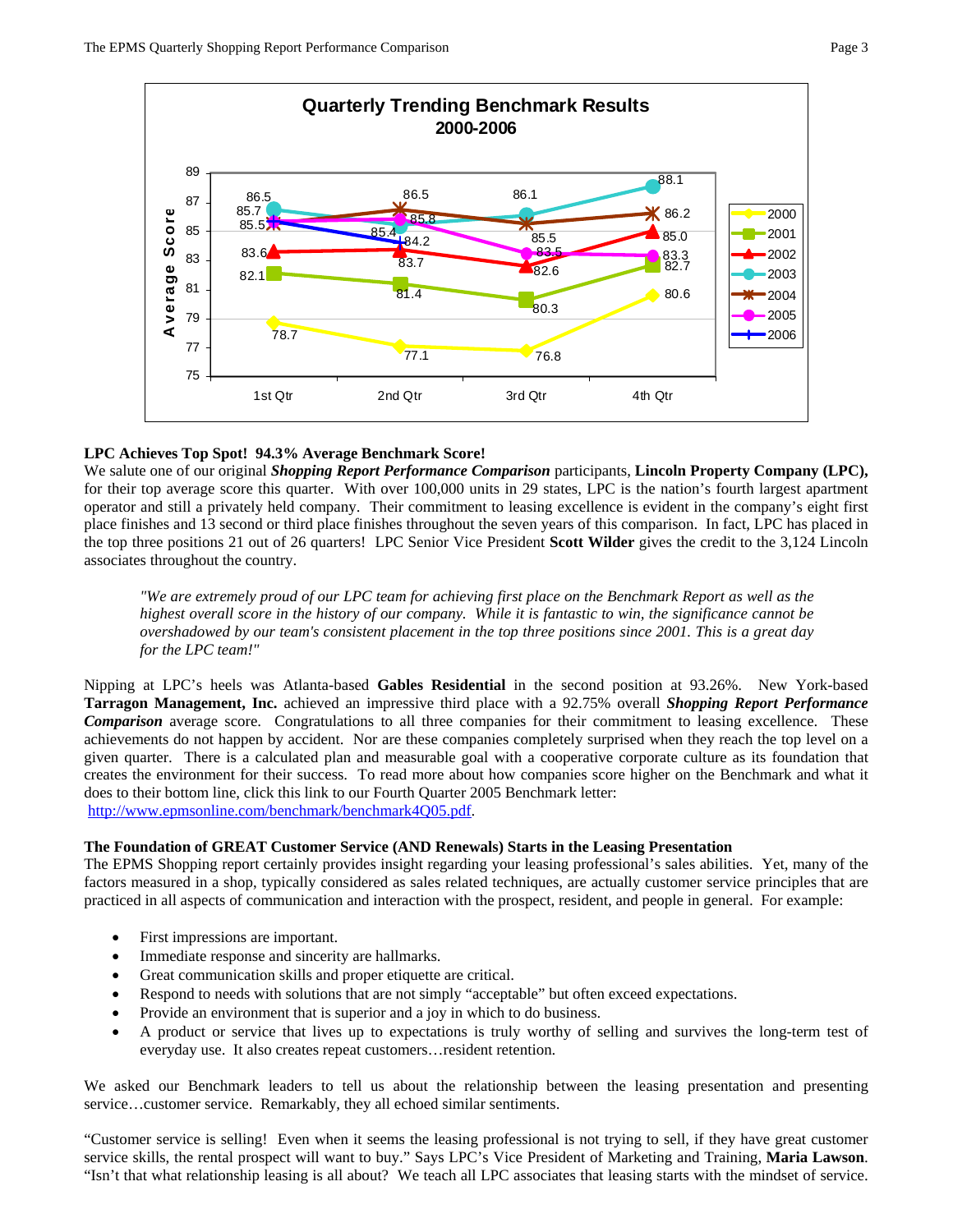**Quarterly Trending Benchmark Results 2000-2006**

**LPC Achieves Top Spot! 94.3% Average Benchmark Score!**

We salute one of our original ***Shopping Report Performance Comparison*** participants, **Lincoln Property Company (LPC),** for their top average score this quarter. With over 100,000 units in 29 states, LPC is the nation's fourth largest apartment operator and still a privately held company. Their commitment to leasing excellence is evident in the company's eight first place finishes and 13 second or third place finishes throughout the seven years of this comparison. In fact, LPC has placed in the top three positions 21 out of 26 quarters! LPC Senior Vice President **Scott Wilder** gives the credit to the 3,124 Lincoln associates throughout the country.

> *"We are extremely proud of our LPC team for achieving first place on the Benchmark Report as well as the highest overall score in the history of our company. While it is fantastic to win, the significance cannot be overshadowed by our team's consistent placement in the top three positions since 2001. This is a great day for the LPC team!"*

Nipping at LPC's heels was Atlanta-based **Gables Residential** in the second position at 93.26%. New York-based **Tarragon Management, Inc.** achieved an impressive third place with a 92.75% overall ***Shopping Report Performance Comparison*** average score. Congratulations to all three companies for their commitment to leasing excellence. These achievements do not happen by accident. Nor are these companies completely surprised when they reach the top level on a given quarter. There is a calculated plan and measurable goal with a cooperative corporate culture as its foundation that creates the environment for their success. To read more about how companies score higher on the Benchmark and what it does to their bottom line, click this link to our Fourth Quarter 2005 Benchmark letter: [http://www.epmsonline.com/benchmark/benchmark4Q05.pdf](http://www.epmsonline.com/benchmark/benchmark4Q05.pdf).

**The Foundation of GREAT Customer Service (AND Renewals) Starts in the Leasing Presentation**

The EPMS Shopping report certainly provides insight regarding your leasing professional's sales abilities. Yet, many of the factors measured in a shop, typically considered as sales related techniques, are actually customer service principles that are practiced in all aspects of communication and interaction with the prospect, resident, and people in general. For example:

- First impressions are important.
- Immediate response and sincerity are hallmarks.
- Great communication skills and proper etiquette are critical.
- Respond to needs with solutions that are not simply "acceptable" but often exceed expectations.
- Provide an environment that is superior and a joy in which to do business.
- A product or service that lives up to expectations is truly worthy of selling and survives the long-term test of everyday use. It also creates repeat customers…resident retention.

We asked our Benchmark leaders to tell us about the relationship between the leasing presentation and presenting service…customer service. Remarkably, they all echoed similar sentiments.

"Customer service is selling! Even when it seems the leasing professional is not trying to sell, if they have great customer service skills, the rental prospect will want to buy." Says LPC's Vice President of Marketing and Training, **Maria Lawson**. "Isn't that what relationship leasing is all about? We teach all LPC associates that leasing starts with the mindset of service.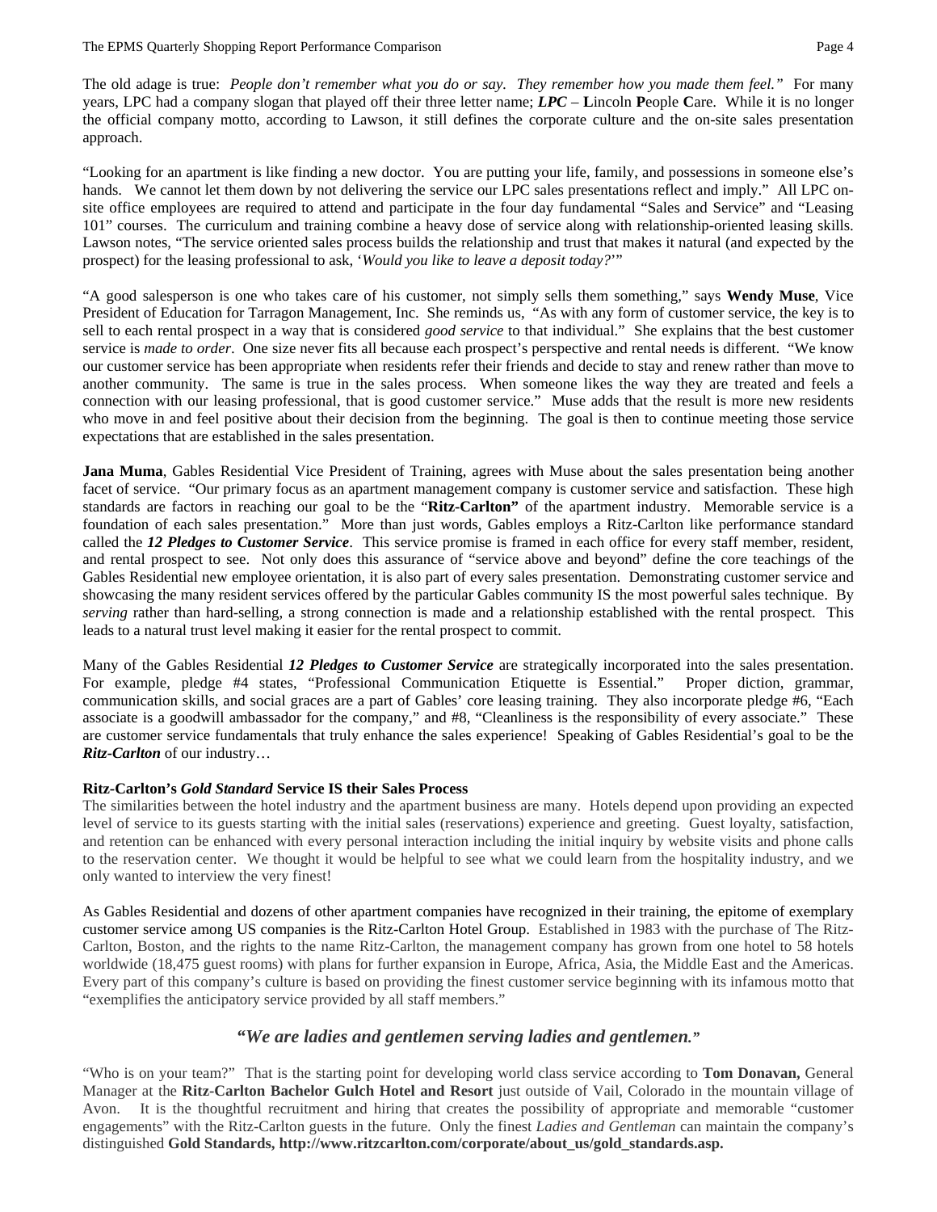The old adage is true: *People don't remember what you do or say. They remember how you made them feel."* For many years, LPC had a company slogan that played off their three letter name; ***LPC*** – **L**incoln **P**eople **C**are. While it is no longer the official company motto, according to Lawson, it still defines the corporate culture and the on-site sales presentation approach.

"Looking for an apartment is like finding a new doctor. You are putting your life, family, and possessions in someone else's hands. We cannot let them down by not delivering the service our LPC sales presentations reflect and imply." All LPC on-site office employees are required to attend and participate in the four day fundamental "Sales and Service" and "Leasing 101" courses. The curriculum and training combine a heavy dose of service along with relationship-oriented leasing skills. Lawson notes, "The service oriented sales process builds the relationship and trust that makes it natural (and expected by the prospect) for the leasing professional to ask, '*Would you like to leave a deposit today?*'"

"A good salesperson is one who takes care of his customer, not simply sells them something," says **Wendy Muse**, Vice President of Education for Tarragon Management, Inc. She reminds us, "As with any form of customer service, the key is to sell to each rental prospect in a way that is considered *good service* to that individual." She explains that the best customer service is *made to order*. One size never fits all because each prospect's perspective and rental needs is different. "We know our customer service has been appropriate when residents refer their friends and decide to stay and renew rather than move to another community. The same is true in the sales process. When someone likes the way they are treated and feels a connection with our leasing professional, that is good customer service." Muse adds that the result is more new residents who move in and feel positive about their decision from the beginning. The goal is then to continue meeting those service expectations that are established in the sales presentation.

**Jana Muma**, Gables Residential Vice President of Training, agrees with Muse about the sales presentation being another facet of service. "Our primary focus as an apartment management company is customer service and satisfaction. These high standards are factors in reaching our goal to be the "**Ritz-Carlton"** of the apartment industry. Memorable service is a foundation of each sales presentation." More than just words, Gables employs a Ritz-Carlton like performance standard called the ***12 Pledges to Customer Service***. This service promise is framed in each office for every staff member, resident, and rental prospect to see. Not only does this assurance of "service above and beyond" define the core teachings of the Gables Residential new employee orientation, it is also part of every sales presentation. Demonstrating customer service and showcasing the many resident services offered by the particular Gables community IS the most powerful sales technique. By *serving* rather than hard-selling, a strong connection is made and a relationship established with the rental prospect. This leads to a natural trust level making it easier for the rental prospect to commit.

Many of the Gables Residential ***12 Pledges to Customer Service*** are strategically incorporated into the sales presentation. For example, pledge #4 states, "Professional Communication Etiquette is Essential." Proper diction, grammar, communication skills, and social graces are a part of Gables' core leasing training. They also incorporate pledge #6, "Each associate is a goodwill ambassador for the company," and #8, "Cleanliness is the responsibility of every associate." These are customer service fundamentals that truly enhance the sales experience! Speaking of Gables Residential's goal to be the ***Ritz-Carlton*** of our industry…

#### Ritz-Carlton's *Gold Standard* Service IS their Sales Process

The similarities between the hotel industry and the apartment business are many. Hotels depend upon providing an expected level of service to its guests starting with the initial sales (reservations) experience and greeting. Guest loyalty, satisfaction, and retention can be enhanced with every personal interaction including the initial inquiry by website visits and phone calls to the reservation center. We thought it would be helpful to see what we could learn from the hospitality industry, and we only wanted to interview the very finest!

As Gables Residential and dozens of other apartment companies have recognized in their training, the epitome of exemplary customer service among US companies is the Ritz-Carlton Hotel Group. Established in 1983 with the purchase of The Ritz-Carlton, Boston, and the rights to the name Ritz-Carlton, the management company has grown from one hotel to 58 hotels worldwide (18,475 guest rooms) with plans for further expansion in Europe, Africa, Asia, the Middle East and the Americas. Every part of this company's culture is based on providing the finest customer service beginning with its infamous motto that "exemplifies the anticipatory service provided by all staff members."

### *"We are ladies and gentlemen serving ladies and gentlemen."*

"Who is on your team?" That is the starting point for developing world class service according to **Tom Donavan,** General Manager at the **Ritz-Carlton Bachelor Gulch Hotel and Resort** just outside of Vail, Colorado in the mountain village of Avon. It is the thoughtful recruitment and hiring that creates the possibility of appropriate and memorable "customer engagements" with the Ritz-Carlton guests in the future. Only the finest *Ladies and Gentleman* can maintain the company's distinguished **Gold Standards, http://www.ritzcarlton.com/corporate/about_us/gold_standards.asp.**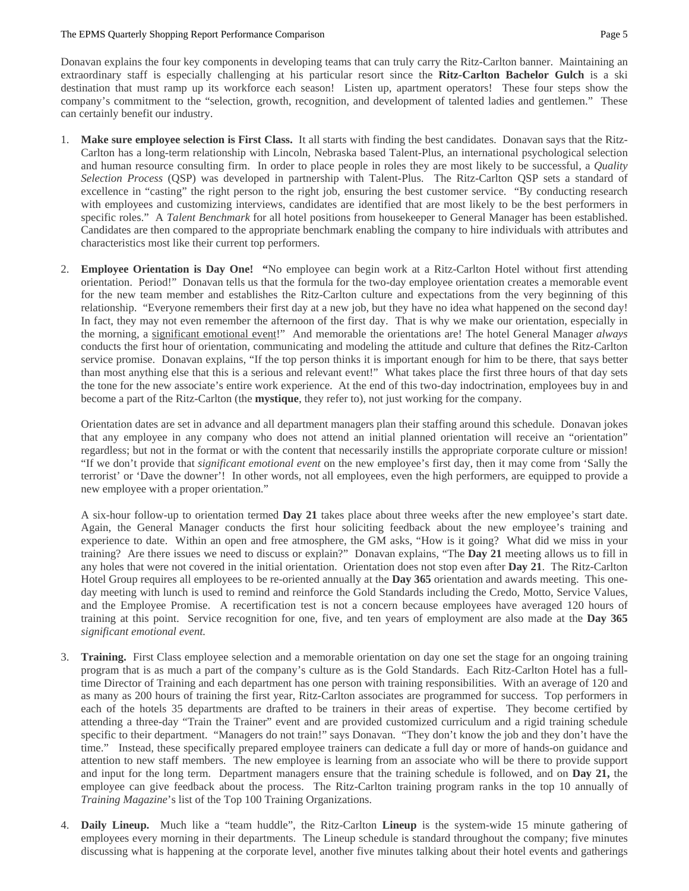Donavan explains the four key components in developing teams that can truly carry the Ritz-Carlton banner. Maintaining an extraordinary staff is especially challenging at his particular resort since the **Ritz-Carlton Bachelor Gulch** is a ski destination that must ramp up its workforce each season! Listen up, apartment operators! These four steps show the company's commitment to the "selection, growth, recognition, and development of talented ladies and gentlemen." These can certainly benefit our industry.

1. **Make sure employee selection is First Class.** It all starts with finding the best candidates. Donavan says that the Ritz-Carlton has a long-term relationship with Lincoln, Nebraska based Talent-Plus, an international psychological selection and human resource consulting firm. In order to place people in roles they are most likely to be successful, a *Quality Selection Process* (QSP) was developed in partnership with Talent-Plus. The Ritz-Carlton QSP sets a standard of excellence in "casting" the right person to the right job, ensuring the best customer service. "By conducting research with employees and customizing interviews, candidates are identified that are most likely to be the best performers in specific roles." A *Talent Benchmark* for all hotel positions from housekeeper to General Manager has been established. Candidates are then compared to the appropriate benchmark enabling the company to hire individuals with attributes and characteristics most like their current top performers.

2. **Employee Orientation is Day One! "**No employee can begin work at a Ritz-Carlton Hotel without first attending orientation. Period!" Donavan tells us that the formula for the two-day employee orientation creates a memorable event for the new team member and establishes the Ritz-Carlton culture and expectations from the very beginning of this relationship. "Everyone remembers their first day at a new job, but they have no idea what happened on the second day! In fact, they may not even remember the afternoon of the first day. That is why we make our orientation, especially in the morning, a <u>significant emotional event</u>!" And memorable the orientations are! The hotel General Manager *always* conducts the first hour of orientation, communicating and modeling the attitude and culture that defines the Ritz-Carlton service promise. Donavan explains, "If the top person thinks it is important enough for him to be there, that says better than most anything else that this is a serious and relevant event!" What takes place the first three hours of that day sets the tone for the new associate's entire work experience. At the end of this two-day indoctrination, employees buy in and become a part of the Ritz-Carlton (the **mystique**, they refer to), not just working for the company.

   Orientation dates are set in advance and all department managers plan their staffing around this schedule. Donavan jokes that any employee in any company who does not attend an initial planned orientation will receive an "orientation" regardless; but not in the format or with the content that necessarily instills the appropriate corporate culture or mission! "If we don't provide that *significant emotional event* on the new employee's first day, then it may come from 'Sally the terrorist' or 'Dave the downer'! In other words, not all employees, even the high performers, are equipped to provide a new employee with a proper orientation."

   A six-hour follow-up to orientation termed **Day 21** takes place about three weeks after the new employee's start date. Again, the General Manager conducts the first hour soliciting feedback about the new employee's training and experience to date. Within an open and free atmosphere, the GM asks, "How is it going? What did we miss in your training? Are there issues we need to discuss or explain?" Donavan explains, "The **Day 21** meeting allows us to fill in any holes that were not covered in the initial orientation. Orientation does not stop even after **Day 21**. The Ritz-Carlton Hotel Group requires all employees to be re-oriented annually at the **Day 365** orientation and awards meeting. This one-day meeting with lunch is used to remind and reinforce the Gold Standards including the Credo, Motto, Service Values, and the Employee Promise. A recertification test is not a concern because employees have averaged 120 hours of training at this point. Service recognition for one, five, and ten years of employment are also made at the **Day 365** *significant emotional event.*

3. **Training.** First Class employee selection and a memorable orientation on day one set the stage for an ongoing training program that is as much a part of the company's culture as is the Gold Standards. Each Ritz-Carlton Hotel has a full-time Director of Training and each department has one person with training responsibilities. With an average of 120 and as many as 200 hours of training the first year, Ritz-Carlton associates are programmed for success. Top performers in each of the hotels 35 departments are drafted to be trainers in their areas of expertise. They become certified by attending a three-day "Train the Trainer" event and are provided customized curriculum and a rigid training schedule specific to their department. "Managers do not train!" says Donavan. "They don't know the job and they don't have the time." Instead, these specifically prepared employee trainers can dedicate a full day or more of hands-on guidance and attention to new staff members. The new employee is learning from an associate who will be there to provide support and input for the long term. Department managers ensure that the training schedule is followed, and on **Day 21,** the employee can give feedback about the process. The Ritz-Carlton training program ranks in the top 10 annually of *Training Magazine*'s list of the Top 100 Training Organizations.

4. **Daily Lineup.** Much like a "team huddle", the Ritz-Carlton **Lineup** is the system-wide 15 minute gathering of employees every morning in their departments. The Lineup schedule is standard throughout the company; five minutes discussing what is happening at the corporate level, another five minutes talking about their hotel events and gatherings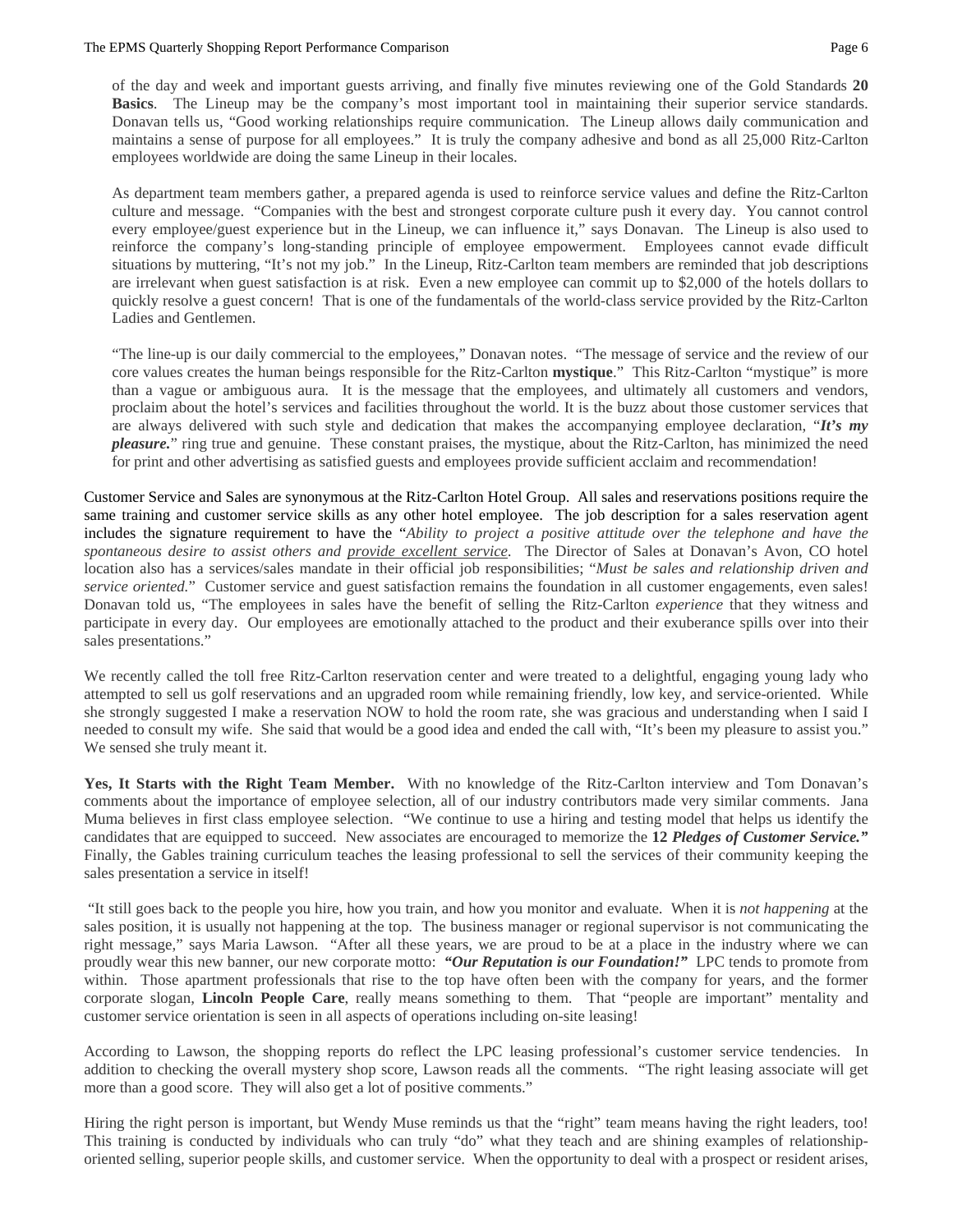of the day and week and important guests arriving, and finally five minutes reviewing one of the Gold Standards **20 Basics**. The Lineup may be the company's most important tool in maintaining their superior service standards. Donavan tells us, "Good working relationships require communication. The Lineup allows daily communication and maintains a sense of purpose for all employees." It is truly the company adhesive and bond as all 25,000 Ritz-Carlton employees worldwide are doing the same Lineup in their locales.

As department team members gather, a prepared agenda is used to reinforce service values and define the Ritz-Carlton culture and message. "Companies with the best and strongest corporate culture push it every day. You cannot control every employee/guest experience but in the Lineup, we can influence it," says Donavan. The Lineup is also used to reinforce the company's long-standing principle of employee empowerment. Employees cannot evade difficult situations by muttering, "It's not my job." In the Lineup, Ritz-Carlton team members are reminded that job descriptions are irrelevant when guest satisfaction is at risk. Even a new employee can commit up to $2,000 of the hotels dollars to quickly resolve a guest concern! That is one of the fundamentals of the world-class service provided by the Ritz-Carlton Ladies and Gentlemen.

"The line-up is our daily commercial to the employees," Donavan notes. "The message of service and the review of our core values creates the human beings responsible for the Ritz-Carlton **mystique**." This Ritz-Carlton "mystique" is more than a vague or ambiguous aura. It is the message that the employees, and ultimately all customers and vendors, proclaim about the hotel's services and facilities throughout the world. It is the buzz about those customer services that are always delivered with such style and dedication that makes the accompanying employee declaration, "***It's my pleasure.***" ring true and genuine. These constant praises, the mystique, about the Ritz-Carlton, has minimized the need for print and other advertising as satisfied guests and employees provide sufficient acclaim and recommendation!

Customer Service and Sales are synonymous at the Ritz-Carlton Hotel Group. All sales and reservations positions require the same training and customer service skills as any other hotel employee. The job description for a sales reservation agent includes the signature requirement to have the "*Ability to project a positive attitude over the telephone and have the spontaneous desire to assist others and provide excellent service.* The Director of Sales at Donavan's Avon, CO hotel location also has a services/sales mandate in their official job responsibilities; "*Must be sales and relationship driven and service oriented.*" Customer service and guest satisfaction remains the foundation in all customer engagements, even sales! Donavan told us, "The employees in sales have the benefit of selling the Ritz-Carlton *experience* that they witness and participate in every day. Our employees are emotionally attached to the product and their exuberance spills over into their sales presentations."

We recently called the toll free Ritz-Carlton reservation center and were treated to a delightful, engaging young lady who attempted to sell us golf reservations and an upgraded room while remaining friendly, low key, and service-oriented. While she strongly suggested I make a reservation NOW to hold the room rate, she was gracious and understanding when I said I needed to consult my wife. She said that would be a good idea and ended the call with, "It's been my pleasure to assist you." We sensed she truly meant it.

**Yes, It Starts with the Right Team Member.** With no knowledge of the Ritz-Carlton interview and Tom Donavan's comments about the importance of employee selection, all of our industry contributors made very similar comments. Jana Muma believes in first class employee selection. "We continue to use a hiring and testing model that helps us identify the candidates that are equipped to succeed. New associates are encouraged to memorize the **12 *Pledges of Customer Service."*** Finally, the Gables training curriculum teaches the leasing professional to sell the services of their community keeping the sales presentation a service in itself!

"It still goes back to the people you hire, how you train, and how you monitor and evaluate. When it is *not happening* at the sales position, it is usually not happening at the top. The business manager or regional supervisor is not communicating the right message," says Maria Lawson. "After all these years, we are proud to be at a place in the industry where we can proudly wear this new banner, our new corporate motto: ***"Our Reputation is our Foundation!"*** LPC tends to promote from within. Those apartment professionals that rise to the top have often been with the company for years, and the former corporate slogan, **Lincoln People Care**, really means something to them. That "people are important" mentality and customer service orientation is seen in all aspects of operations including on-site leasing!

According to Lawson, the shopping reports do reflect the LPC leasing professional's customer service tendencies. In addition to checking the overall mystery shop score, Lawson reads all the comments. "The right leasing associate will get more than a good score. They will also get a lot of positive comments."

Hiring the right person is important, but Wendy Muse reminds us that the "right" team means having the right leaders, too! This training is conducted by individuals who can truly "do" what they teach and are shining examples of relationship-oriented selling, superior people skills, and customer service. When the opportunity to deal with a prospect or resident arises,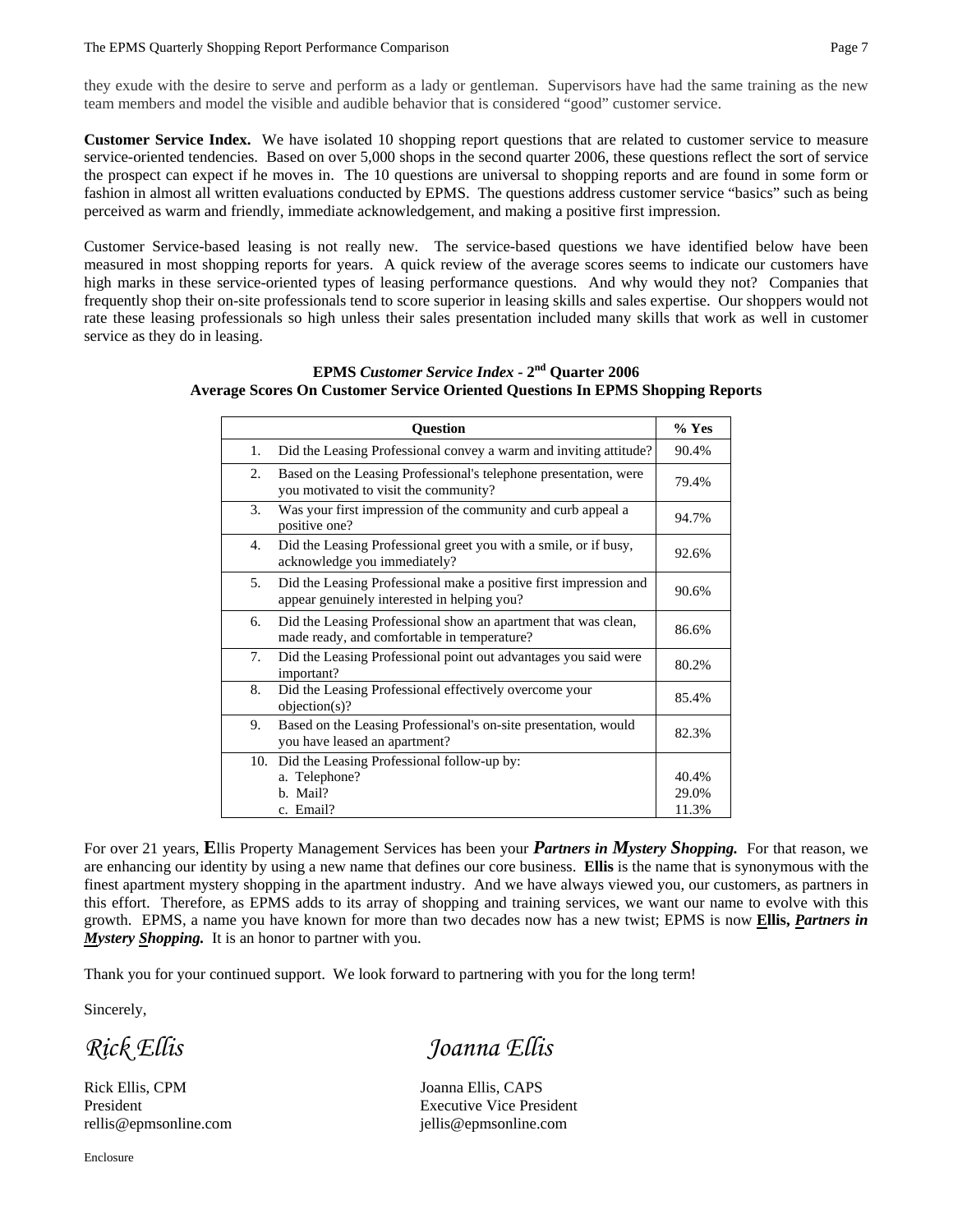they exude with the desire to serve and perform as a lady or gentleman. Supervisors have had the same training as the new team members and model the visible and audible behavior that is considered "good" customer service.

**Customer Service Index.** We have isolated 10 shopping report questions that are related to customer service to measure service-oriented tendencies. Based on over 5,000 shops in the second quarter 2006, these questions reflect the sort of service the prospect can expect if he moves in. The 10 questions are universal to shopping reports and are found in some form or fashion in almost all written evaluations conducted by EPMS. The questions address customer service "basics" such as being perceived as warm and friendly, immediate acknowledgement, and making a positive first impression.

Customer Service-based leasing is not really new. The service-based questions we have identified below have been measured in most shopping reports for years. A quick review of the average scores seems to indicate our customers have high marks in these service-oriented types of leasing performance questions. And why would they not? Companies that frequently shop their on-site professionals tend to score superior in leasing skills and sales expertise. Our shoppers would not rate these leasing professionals so high unless their sales presentation included many skills that work as well in customer service as they do in leasing.

**EPMS *Customer Service Index* - 2nd Quarter 2006**
**Average Scores On Customer Service Oriented Questions In EPMS Shopping Reports**

| | Question | % Yes |
|---|---|---|
| 1. | Did the Leasing Professional convey a warm and inviting attitude? | 90.4% |
| 2. | Based on the Leasing Professional's telephone presentation, were you motivated to visit the community? | 79.4% |
| 3. | Was your first impression of the community and curb appeal a positive one? | 94.7% |
| 4. | Did the Leasing Professional greet you with a smile, or if busy, acknowledge you immediately? | 92.6% |
| 5. | Did the Leasing Professional make a positive first impression and appear genuinely interested in helping you? | 90.6% |
| 6. | Did the Leasing Professional show an apartment that was clean, made ready, and comfortable in temperature? | 86.6% |
| 7. | Did the Leasing Professional point out advantages you said were important? | 80.2% |
| 8. | Did the Leasing Professional effectively overcome your objection(s)? | 85.4% |
| 9. | Based on the Leasing Professional's on-site presentation, would you have leased an apartment? | 82.3% |
| 10. | Did the Leasing Professional follow-up by: | |
| | a. Telephone? | 40.4% |
| | b. Mail? | 29.0% |
| | c. Email? | 11.3% |

For over 21 years, **E**llis Property Management Services has been your ***Partners in Mystery Shopping.*** For that reason, we are enhancing our identity by using a new name that defines our core business. **Ellis** is the name that is synonymous with the finest apartment mystery shopping in the apartment industry. And we have always viewed you, our customers, as partners in this effort. Therefore, as EPMS adds to its array of shopping and training services, we want our name to evolve with this growth. EPMS, a name you have known for more than two decades now has a new twist; EPMS is now **Ellis, *Partners in Mystery Shopping.*** It is an honor to partner with you.

Thank you for your continued support. We look forward to partnering with you for the long term!

Sincerely,

*Rick Ellis*

Rick Ellis, CPM
President
rellis@epmsonline.com

*Joanna Ellis*

Joanna Ellis, CAPS
Executive Vice President
jellis@epmsonline.com

Enclosure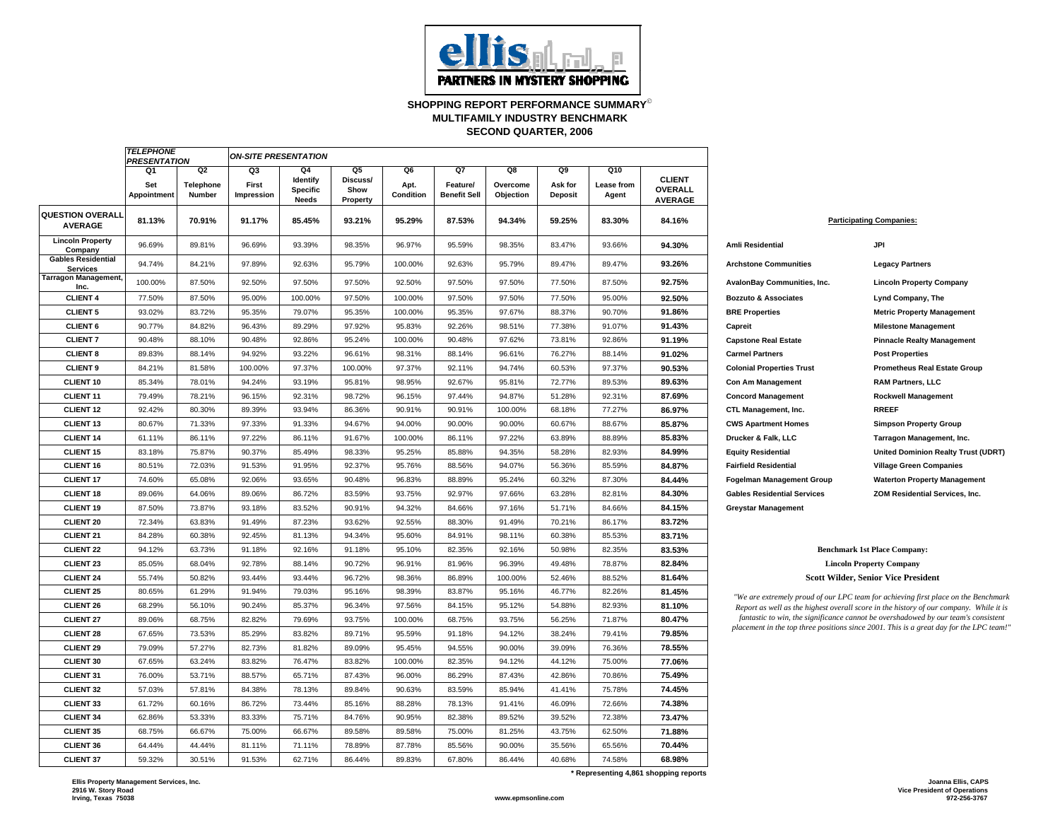ellis PARTNERS IN MYSTERY SHOPPING

## SHOPPING REPORT PERFORMANCE SUMMARY©
## MULTIFAMILY INDUSTRY BENCHMARK
## SECOND QUARTER, 2006

| | TELEPHONE PRESENTATION | | ON-SITE PRESENTATION | | | | | | | | |
|---|---|---|---|---|---|---|---|---|---|---|---|
| | Q1 Set Appointment | Q2 Telephone Number | Q3 First Impression | Q4 Identify Specific Needs | Q5 Discuss/ Show Property | Q6 Apt. Condition | Q7 Feature/ Benefit Sell | Q8 Overcome Objection | Q9 Ask for Deposit | Q10 Lease from Agent | CLIENT OVERALL AVERAGE |
| **QUESTION OVERALL AVERAGE** | 81.13% | 70.91% | 91.17% | 85.45% | 93.21% | 95.29% | 87.53% | 94.34% | 59.25% | 83.30% | 84.16% |
| **Lincoln Property Company** | 96.69% | 89.81% | 96.69% | 93.39% | 98.35% | 96.97% | 95.59% | 98.35% | 83.47% | 93.66% | **94.30%** |
| **Gables Residential Services** | 94.74% | 84.21% | 97.89% | 92.63% | 95.79% | 100.00% | 92.63% | 95.79% | 89.47% | 89.47% | **93.26%** |
| **Tarragon Management, Inc.** | 100.00% | 87.50% | 92.50% | 97.50% | 97.50% | 92.50% | 97.50% | 97.50% | 77.50% | 87.50% | **92.75%** |
| **CLIENT 4** | 77.50% | 87.50% | 95.00% | 100.00% | 97.50% | 100.00% | 97.50% | 97.50% | 77.50% | 95.00% | **92.50%** |
| **CLIENT 5** | 93.02% | 83.72% | 95.35% | 79.07% | 95.35% | 100.00% | 95.35% | 97.67% | 88.37% | 90.70% | **91.86%** |
| **CLIENT 6** | 90.77% | 84.82% | 96.43% | 89.29% | 97.92% | 95.83% | 92.26% | 98.51% | 77.38% | 91.07% | **91.43%** |
| **CLIENT 7** | 90.48% | 88.10% | 90.48% | 92.86% | 95.24% | 100.00% | 90.48% | 97.62% | 73.81% | 92.86% | **91.19%** |
| **CLIENT 8** | 89.83% | 88.14% | 94.92% | 93.22% | 96.61% | 98.31% | 88.14% | 96.61% | 76.27% | 88.14% | **91.02%** |
| **CLIENT 9** | 84.21% | 81.58% | 100.00% | 97.37% | 100.00% | 97.37% | 92.11% | 94.74% | 60.53% | 97.37% | **90.53%** |
| **CLIENT 10** | 85.34% | 78.01% | 94.24% | 93.19% | 95.81% | 98.95% | 92.67% | 95.81% | 72.77% | 89.53% | **89.63%** |
| **CLIENT 11** | 79.49% | 78.21% | 96.15% | 92.31% | 98.72% | 96.15% | 97.44% | 94.87% | 51.28% | 92.31% | **87.69%** |
| **CLIENT 12** | 92.42% | 80.30% | 89.39% | 93.94% | 86.36% | 90.91% | 90.91% | 100.00% | 68.18% | 77.27% | **86.97%** |
| **CLIENT 13** | 80.67% | 71.33% | 97.33% | 91.33% | 94.67% | 94.00% | 90.00% | 90.00% | 60.67% | 88.67% | **85.87%** |
| **CLIENT 14** | 61.11% | 86.11% | 97.22% | 86.11% | 91.67% | 100.00% | 86.11% | 97.22% | 63.89% | 88.89% | **85.83%** |
| **CLIENT 15** | 83.18% | 75.87% | 90.37% | 85.49% | 98.33% | 95.25% | 85.88% | 94.35% | 58.28% | 82.93% | **84.99%** |
| **CLIENT 16** | 80.51% | 72.03% | 91.53% | 91.95% | 92.37% | 95.76% | 88.56% | 94.07% | 56.36% | 85.59% | **84.87%** |
| **CLIENT 17** | 74.60% | 65.08% | 92.06% | 93.65% | 90.48% | 96.83% | 88.89% | 95.24% | 60.32% | 87.30% | **84.44%** |
| **CLIENT 18** | 89.06% | 64.06% | 89.06% | 86.72% | 83.59% | 93.75% | 92.97% | 97.66% | 63.28% | 82.81% | **84.30%** |
| **CLIENT 19** | 87.50% | 73.87% | 93.18% | 83.52% | 90.91% | 94.32% | 84.66% | 97.16% | 51.71% | 84.66% | **84.15%** |
| **CLIENT 20** | 72.34% | 63.83% | 91.49% | 87.23% | 93.62% | 92.55% | 88.30% | 91.49% | 70.21% | 86.17% | **83.72%** |
| **CLIENT 21** | 84.28% | 60.38% | 92.45% | 81.13% | 94.34% | 95.60% | 84.91% | 98.11% | 60.38% | 85.53% | **83.71%** |
| **CLIENT 22** | 94.12% | 63.73% | 91.18% | 92.16% | 91.18% | 95.10% | 82.35% | 92.16% | 50.98% | 82.35% | **83.53%** |
| **CLIENT 23** | 85.05% | 68.04% | 92.78% | 88.14% | 90.72% | 96.91% | 81.96% | 96.39% | 49.48% | 78.87% | **82.84%** |
| **CLIENT 24** | 55.74% | 50.82% | 93.44% | 93.44% | 96.72% | 98.36% | 86.89% | 100.00% | 52.46% | 88.52% | **81.64%** |
| **CLIENT 25** | 80.65% | 61.29% | 91.94% | 79.03% | 95.16% | 98.39% | 83.87% | 95.16% | 46.77% | 82.26% | **81.45%** |
| **CLIENT 26** | 68.29% | 56.10% | 90.24% | 85.37% | 96.34% | 97.56% | 84.15% | 95.12% | 54.88% | 82.93% | **81.10%** |
| **CLIENT 27** | 89.06% | 68.75% | 82.82% | 79.69% | 93.75% | 100.00% | 68.75% | 93.75% | 56.25% | 71.87% | **80.47%** |
| **CLIENT 28** | 67.65% | 73.53% | 85.29% | 83.82% | 89.71% | 95.59% | 91.18% | 94.12% | 38.24% | 79.41% | **79.85%** |
| **CLIENT 29** | 79.09% | 57.27% | 82.73% | 81.82% | 89.09% | 95.45% | 94.55% | 90.00% | 39.09% | 76.36% | **78.55%** |
| **CLIENT 30** | 67.65% | 63.24% | 83.82% | 76.47% | 83.82% | 100.00% | 82.35% | 94.12% | 44.12% | 75.00% | **77.06%** |
| **CLIENT 31** | 76.00% | 53.71% | 88.57% | 65.71% | 87.43% | 96.00% | 86.29% | 87.43% | 42.86% | 70.86% | **75.49%** |
| **CLIENT 32** | 57.03% | 57.81% | 84.38% | 78.13% | 89.84% | 90.63% | 83.59% | 85.94% | 41.41% | 75.78% | **74.45%** |
| **CLIENT 33** | 61.72% | 60.16% | 86.72% | 73.44% | 85.16% | 88.28% | 78.13% | 91.41% | 46.09% | 72.66% | **74.38%** |
| **CLIENT 34** | 62.86% | 53.33% | 83.33% | 75.71% | 84.76% | 90.95% | 82.38% | 89.52% | 39.52% | 72.38% | **73.47%** |
| **CLIENT 35** | 68.75% | 66.67% | 75.00% | 66.67% | 89.58% | 89.58% | 75.00% | 81.25% | 43.75% | 62.50% | **71.88%** |
| **CLIENT 36** | 64.44% | 44.44% | 81.11% | 71.11% | 78.89% | 87.78% | 85.56% | 90.00% | 35.56% | 65.56% | **70.44%** |
| **CLIENT 37** | 59.32% | 30.51% | 91.53% | 62.71% | 86.44% | 89.83% | 67.80% | 86.44% | 40.68% | 74.58% | **68.98%** |

\* Representing 4,861 shopping reports

**Participating Companies:**

| | |
|---|---|
| **Amli Residential** | **JPI** |
| **Archstone Communities** | **Legacy Partners** |
| **AvalonBay Communities, Inc.** | **Lincoln Property Company** |
| **Bozzuto & Associates** | **Lynd Company, The** |
| **BRE Properties** | **Metric Property Management** |
| **Capreit** | **Milestone Management** |
| **Capstone Real Estate** | **Pinnacle Realty Management** |
| **Carmel Partners** | **Post Properties** |
| **Colonial Properties Trust** | **Prometheus Real Estate Group** |
| **Con Am Management** | **RAM Partners, LLC** |
| **Concord Management** | **Rockwell Management** |
| **CTL Management, Inc.** | **RREEF** |
| **CWS Apartment Homes** | **Simpson Property Group** |
| **Drucker & Falk, LLC** | **Tarragon Management, Inc.** |
| **Equity Residential** | **United Dominion Realty Trust (UDRT)** |
| **Fairfield Residential** | **Village Green Companies** |
| **Fogelman Management Group** | **Waterton Property Management** |
| **Gables Residential Services** | **ZOM Residential Services, Inc.** |
| **Greystar Management** | |

**Benchmark 1st Place Company:**

**Lincoln Property Company**

**Scott Wilder, Senior Vice President**

*"We are extremely proud of our LPC team for achieving first place on the Benchmark Report as well as the highest overall score in the history of our company. While it is fantastic to win, the significance cannot be overshadowed by our team's consistent placement in the top three positions since 2001. This is a great day for the LPC team!"*

**Ellis Property Management Services, Inc.**
**2916 W. Story Road**
**Irving, Texas 75038**

**www.epmsonline.com**

**Joanna Ellis, CAPS**
**Vice President of Operations**
**972-256-3767**